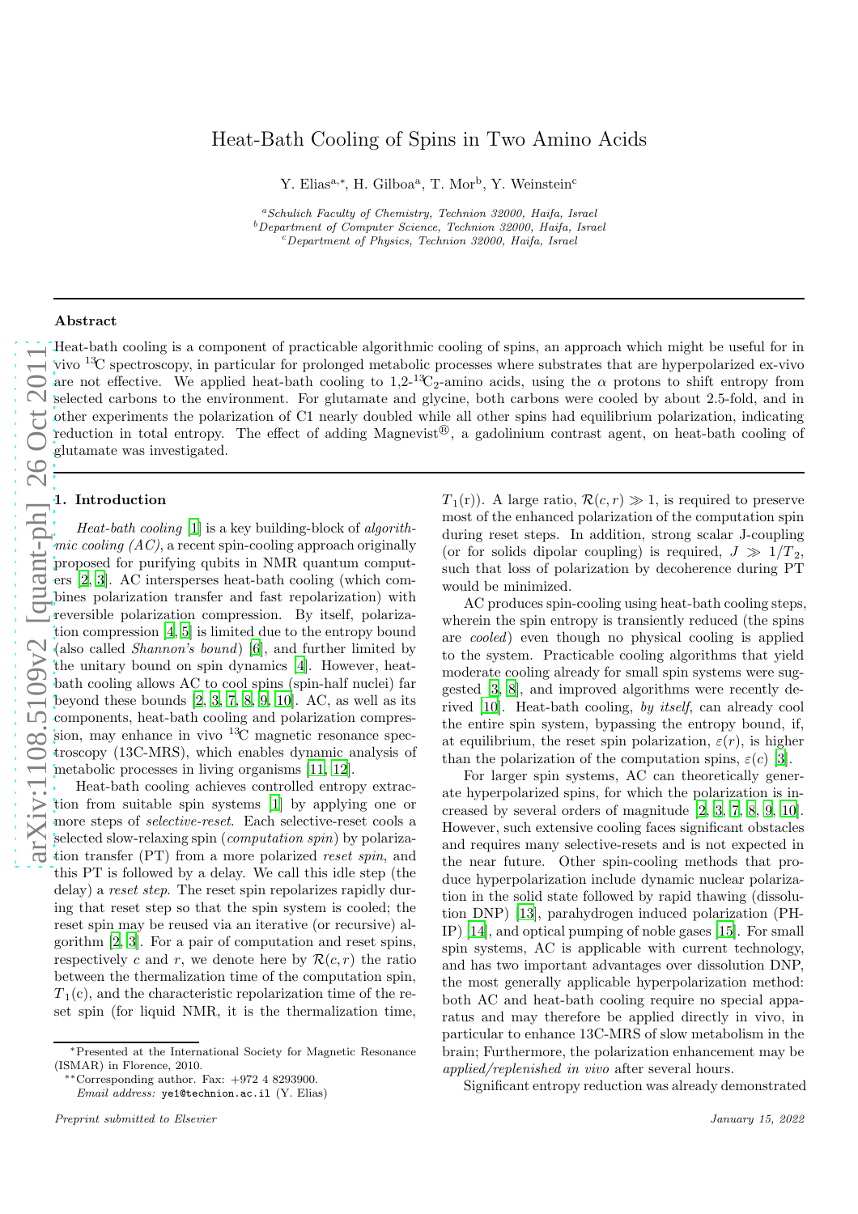# Heat-Bath Cooling of Spins in Two Amino Acids

Y. Elias[a,*], H. Gilboa[a], T. Mor[b], Y. Weinstein[c]

[a] *Schulich Faculty of Chemistry, Technion 32000, Haifa, Israel*
[b] *Department of Computer Science, Technion 32000, Haifa, Israel*
[c] *Department of Physics, Technion 32000, Haifa, Israel*

## Abstract

Heat-bath cooling is a component of practicable algorithmic cooling of spins, an approach which might be useful for in vivo $^{13}$C spectroscopy, in particular for prolonged metabolic processes where substrates that are hyperpolarized ex-vivo are not effective. We applied heat-bath cooling to 1,2-$^{13}C_2$-amino acids, using the $\alpha$ protons to shift entropy from selected carbons to the environment. For glutamate and glycine, both carbons were cooled by about 2.5-fold, and in other experiments the polarization of C1 nearly doubled while all other spins had equilibrium polarization, indicating reduction in total entropy. The effect of adding Magnevist®, a gadolinium contrast agent, on heat-bath cooling of glutamate was investigated.

## 1. Introduction

*Heat-bath cooling* [1] is a key building-block of *algorithmic cooling (AC)*, a recent spin-cooling approach originally proposed for purifying qubits in NMR quantum computers [2, 3]. AC intersperses heat-bath cooling (which combines polarization transfer and fast repolarization) with reversible polarization compression. By itself, polarization compression [4, 5] is limited due to the entropy bound (also called *Shannon's bound*) [6], and further limited by the unitary bound on spin dynamics [4]. However, heat-bath cooling allows AC to cool spins (spin-half nuclei) far beyond these bounds [2, 3, 7, 8, 9, 10]. AC, as well as its components, heat-bath cooling and polarization compression, may enhance in vivo $^{13}$C magnetic resonance spectroscopy (13C-MRS), which enables dynamic analysis of metabolic processes in living organisms [11, 12].

Heat-bath cooling achieves controlled entropy extraction from suitable spin systems [1] by applying one or more steps of *selective-reset*. Each selective-reset cools a selected slow-relaxing spin (*computation spin*) by polarization transfer (PT) from a more polarized *reset spin*, and this PT is followed by a delay. We call this idle step (the delay) a *reset step*. The reset spin repolarizes rapidly during that reset step so that the spin system is cooled; the reset spin may be reused via an iterative (or recursive) algorithm [2, 3]. For a pair of computation and reset spins, respectively $c$ and $r$, we denote here by $\mathcal{R}(c, r)$ the ratio between the thermalization time of the computation spin, $T_1$(c), and the characteristic repolarization time of the reset spin (for liquid NMR, it is the thermalization time, $T_1$(r)). A large ratio, $\mathcal{R}(c, r) \gg 1$, is required to preserve most of the enhanced polarization of the computation spin during reset steps. In addition, strong scalar J-coupling (or for solids dipolar coupling) is required, $J \gg 1/T_2$, such that loss of polarization by decoherence during PT would be minimized.

AC produces spin-cooling using heat-bath cooling steps, wherein the spin entropy is transiently reduced (the spins are *cooled*) even though no physical cooling is applied to the system. Practicable cooling algorithms that yield moderate cooling already for small spin systems were suggested [3, 8], and improved algorithms were recently derived [10]. Heat-bath cooling, *by itself*, can already cool the entire spin system, bypassing the entropy bound, if, at equilibrium, the reset spin polarization, $\varepsilon(r)$, is higher than the polarization of the computation spins, $\varepsilon(c)$ [3].

For larger spin systems, AC can theoretically generate hyperpolarized spins, for which the polarization is increased by several orders of magnitude [2, 3, 7, 8, 9, 10]. However, such extensive cooling faces significant obstacles and requires many selective-resets and is not expected in the near future. Other spin-cooling methods that produce hyperpolarization include dynamic nuclear polarization in the solid state followed by rapid thawing (dissolution DNP) [13], parahydrogen induced polarization (PHIP) [14], and optical pumping of noble gases [15]. For small spin systems, AC is applicable with current technology, and has two important advantages over dissolution DNP, the most generally applicable hyperpolarization method: both AC and heat-bath cooling require no special apparatus and may therefore be applied directly in vivo, in particular to enhance 13C-MRS of slow metabolism in the brain; Furthermore, the polarization enhancement may be *applied/replenished in vivo* after several hours.

Significant entropy reduction was already demonstrated

---

*Presented at the International Society for Magnetic Resonance (ISMAR) in Florence, 2010.

**Corresponding author. Fax: +972 4 8293900.
*Email address:* ye1@technion.ac.il (Y. Elias)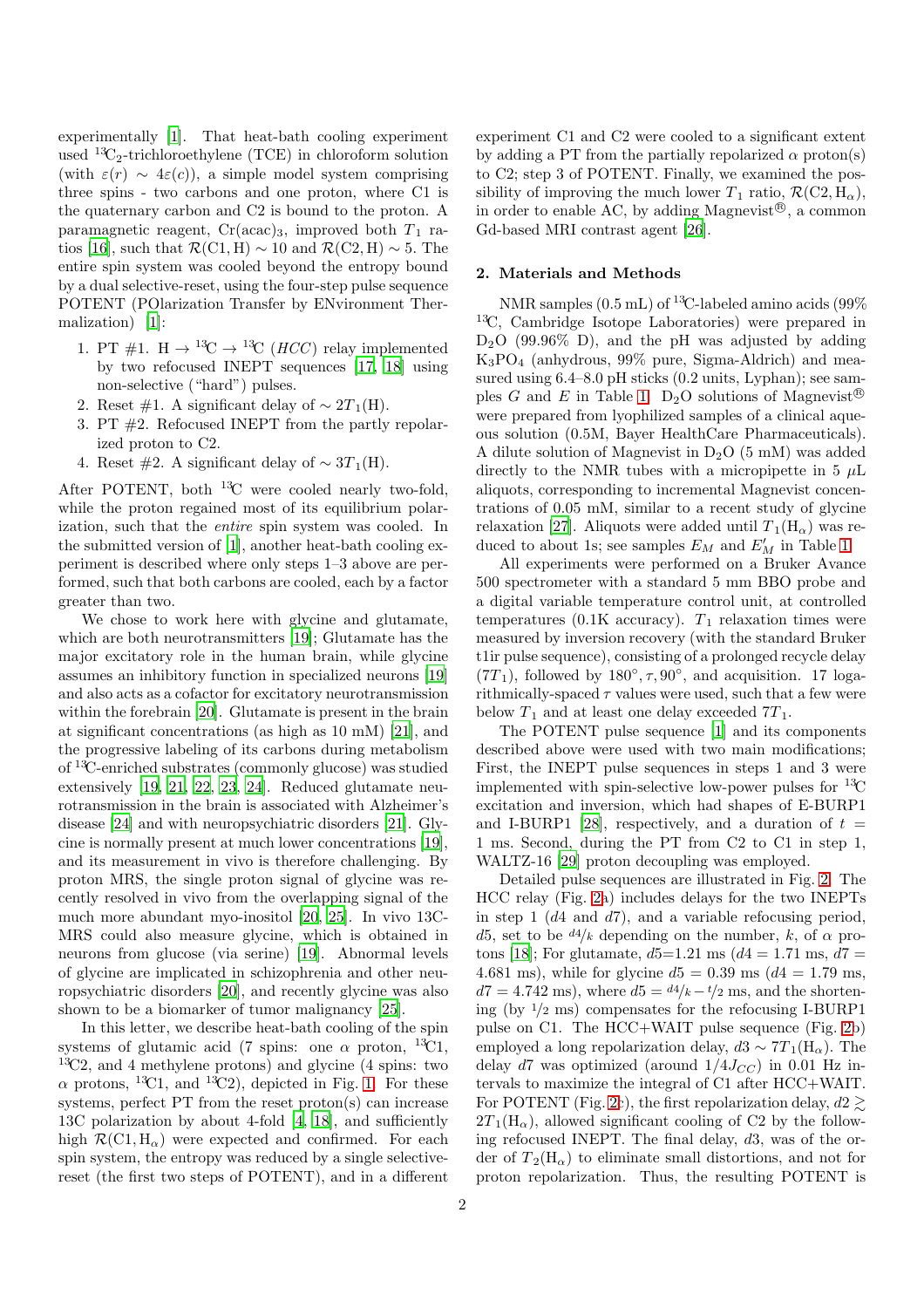experimentally [1]. That heat-bath cooling experiment used $^{13}C_2$-trichloroethylene (TCE) in chloroform solution (with $\varepsilon(r) \sim 4\varepsilon(c)$), a simple model system comprising three spins - two carbons and one proton, where C1 is the quaternary carbon and C2 is bound to the proton. A paramagnetic reagent, Cr(acac)$_3$, improved both $T_1$ ratios [16], such that $\mathcal{R}(\mathrm{C1,H}) \sim 10$ and $\mathcal{R}(\mathrm{C2,H}) \sim 5$. The entire spin system was cooled beyond the entropy bound by a dual selective-reset, using the four-step pulse sequence POTENT (POlarization Transfer by ENvironment Thermalization) [1]:

1. PT #1. H $\rightarrow$ $^{13}$C $\rightarrow$ $^{13}$C (*HCC*) relay implemented by two refocused INEPT sequences [17, 18] using non-selective ("hard") pulses.
2. Reset #1. A significant delay of $\sim 2T_1(\mathrm{H})$.
3. PT #2. Refocused INEPT from the partly repolarized proton to C2.
4. Reset #2. A significant delay of $\sim 3T_1(\mathrm{H})$.

After POTENT, both $^{13}$C were cooled nearly two-fold, while the proton regained most of its equilibrium polarization, such that the *entire* spin system was cooled. In the submitted version of [1], another heat-bath cooling experiment is described where only steps 1–3 above are performed, such that both carbons are cooled, each by a factor greater than two.

We chose to work here with glycine and glutamate, which are both neurotransmitters [19]; Glutamate has the major excitatory role in the human brain, while glycine assumes an inhibitory function in specialized neurons [19] and also acts as a cofactor for excitatory neurotransmission within the forebrain [20]. Glutamate is present in the brain at significant concentrations (as high as 10 mM) [21], and the progressive labeling of its carbons during metabolism of $^{13}$C-enriched substrates (commonly glucose) was studied extensively [19, 21, 22, 23, 24]. Reduced glutamate neurotransmission in the brain is associated with Alzheimer's disease [24] and with neuropsychiatric disorders [21]. Glycine is normally present at much lower concentrations [19], and its measurement in vivo is therefore challenging. By proton MRS, the single proton signal of glycine was recently resolved in vivo from the overlapping signal of the much more abundant myo-inositol [20, 25]. In vivo 13C-MRS could also measure glycine, which is obtained in neurons from glucose (via serine) [19]. Abnormal levels of glycine are implicated in schizophrenia and other neuropsychiatric disorders [20], and recently glycine was also shown to be a biomarker of tumor malignancy [25].

In this letter, we describe heat-bath cooling of the spin systems of glutamic acid (7 spins: one $\alpha$ proton, $^{13}$C1, $^{13}$C2, and 4 methylene protons) and glycine (4 spins: two $\alpha$ protons, $^{13}$C1, and $^{13}$C2), depicted in Fig. 1. For these systems, perfect PT from the reset proton(s) can increase 13C polarization by about 4-fold [4, 18], and sufficiently high $\mathcal{R}(\mathrm{C1,H_\alpha})$ were expected and confirmed. For each spin system, the entropy was reduced by a single selective-reset (the first two steps of POTENT), and in a different experiment C1 and C2 were cooled to a significant extent by adding a PT from the partially repolarized $\alpha$ proton(s) to C2; step 3 of POTENT. Finally, we examined the possibility of improving the much lower $T_1$ ratio, $\mathcal{R}(\mathrm{C2,H_\alpha})$, in order to enable AC, by adding Magnevist®, a common Gd-based MRI contrast agent [26].

## 2. Materials and Methods

NMR samples (0.5 mL) of $^{13}$C-labeled amino acids (99% $^{13}$C, Cambridge Isotope Laboratories) were prepared in $D_2O$ (99.96% D), and the pH was adjusted by adding $K_3PO_4$ (anhydrous, 99% pure, Sigma-Aldrich) and measured using 6.4–8.0 pH sticks (0.2 units, Lyphan); see samples $G$ and $E$ in Table 1. $D_2O$ solutions of Magnevist® were prepared from lyophilized samples of a clinical aqueous solution (0.5M, Bayer HealthCare Pharmaceuticals). A dilute solution of Magnevist in $D_2O$ (5 mM) was added directly to the NMR tubes with a micropipette in 5 $\mu$L aliquots, corresponding to incremental Magnevist concentrations of 0.05 mM, similar to a recent study of glycine relaxation [27]. Aliquots were added until $T_1(\mathrm{H_\alpha})$ was reduced to about 1s; see samples $E_M$ and $E'_M$ in Table 1.

All experiments were performed on a Bruker Avance 500 spectrometer with a standard 5 mm BBO probe and a digital variable temperature control unit, at controlled temperatures (0.1K accuracy). $T_1$ relaxation times were measured by inversion recovery (with the standard Bruker t1ir pulse sequence), consisting of a prolonged recycle delay ($7T_1$), followed by $180^\circ, \tau, 90^\circ$, and acquisition. 17 logarithmically-spaced $\tau$ values were used, such that a few were below $T_1$ and at least one delay exceeded $7T_1$.

The POTENT pulse sequence [1] and its components described above were used with two main modifications; First, the INEPT pulse sequences in steps 1 and 3 were implemented with spin-selective low-power pulses for $^{13}$C excitation and inversion, which had shapes of E-BURP1 and I-BURP1 [28], respectively, and a duration of $t$ = 1 ms. Second, during the PT from C2 to C1 in step 1, WALTZ-16 [29] proton decoupling was employed.

Detailed pulse sequences are illustrated in Fig. 2. The HCC relay (Fig. 2a) includes delays for the two INEPTs in step 1 ($d4$ and $d7$), and a variable refocusing period, $d5$, set to be $d4/k$ depending on the number, $k$, of $\alpha$ protons [18]; For glutamate, $d5$=1.21 ms ($d4$ = 1.71 ms, $d7$ = 4.681 ms), while for glycine $d5$ = 0.39 ms ($d4$ = 1.79 ms, $d7$ = 4.742 ms), where $d5 = d4/k - t/2$ ms, and the shortening (by $t/2$ ms) compensates for the refocusing I-BURP1 pulse on C1. The HCC+WAIT pulse sequence (Fig. 2b) employed a long repolarization delay, $d3 \sim 7T_1(\mathrm{H_\alpha})$. The delay $d7$ was optimized (around $1/4J_{CC}$) in 0.01 Hz intervals to maximize the integral of C1 after HCC+WAIT. For POTENT (Fig. 2c), the first repolarization delay, $d2 \gtrsim 2T_1(\mathrm{H_\alpha})$, allowed significant cooling of C2 by the following refocused INEPT. The final delay, $d3$, was of the order of $T_2(\mathrm{H_\alpha})$ to eliminate small distortions, and not for proton repolarization. Thus, the resulting POTENT is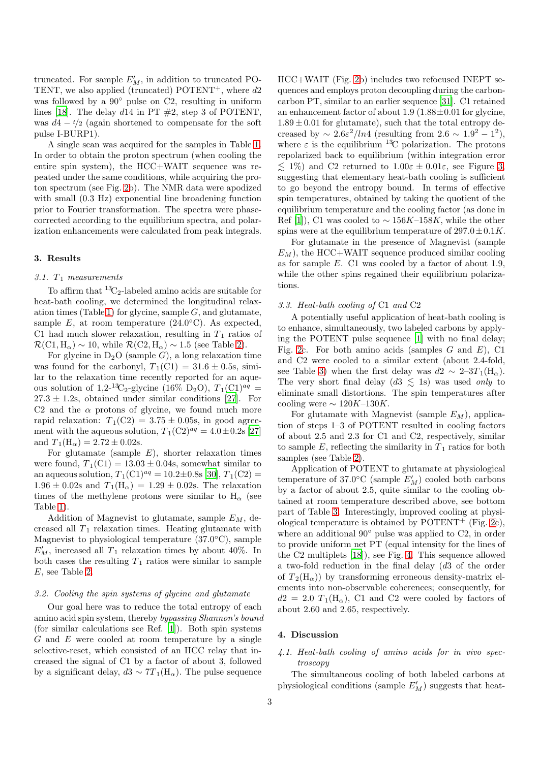truncated. For sample $E'_M$, in addition to truncated POTENT, we also applied (truncated) POTENT$^+$, where $d2$ was followed by a 90° pulse on C2, resulting in uniform lines [18]. The delay $d14$ in PT #2, step 3 of POTENT, was $d4 - t/2$ (again shortened to compensate for the soft pulse I-BURP1).

A single scan was acquired for the samples in Table 1. In order to obtain the proton spectrum (when cooling the entire spin system), the HCC+WAIT sequence was repeated under the same conditions, while acquiring the proton spectrum (see Fig. 2b). The NMR data were apodized with small (0.3 Hz) exponential line broadening function prior to Fourier transformation. The spectra were phase-corrected according to the equilibrium spectra, and polarization enhancements were calculated from peak integrals.

## 3. Results

### 3.1. $T_1$ measurements

To affirm that $^{13}C_2$-labeled amino acids are suitable for heat-bath cooling, we determined the longitudinal relaxation times (Table 1) for glycine, sample $G$, and glutamate, sample $E$, at room temperature (24.0°C). As expected, C1 had much slower relaxation, resulting in $T_1$ ratios of $\mathcal{R}(\mathrm{C1}, \mathrm{H}_\alpha) \sim 10$, while $\mathcal{R}(\mathrm{C2}, \mathrm{H}_\alpha) \sim 1.5$ (see Table 2).

For glycine in $D_2O$ (sample $G$), a long relaxation time was found for the carbonyl, $T_1(\mathrm{C1}) = 31.6 \pm 0.5$s, similar to the relaxation time recently reported for an aqueous solution of 1,2-$^{13}C_2$-glycine (16% $D_2O$), $T_1(\mathrm{C1})^{aq} = 27.3 \pm 1.2$s, obtained under similar conditions [27]. For C2 and the $\alpha$ protons of glycine, we found much more rapid relaxation: $T_1(\mathrm{C2}) = 3.75 \pm 0.05$s, in good agreement with the aqueous solution, $T_1(\mathrm{C2})^{aq} = 4.0 \pm 0.2$s [27] and $T_1(\mathrm{H}_\alpha) = 2.72 \pm 0.02$s.

For glutamate (sample $E$), shorter relaxation times were found, $T_1(\mathrm{C1}) = 13.03 \pm 0.04$s, somewhat similar to an aqueous solution, $T_1(\mathrm{C1})^{aq} = 10.2 \pm 0.8$s [30], $T_1(\mathrm{C2}) = 1.96 \pm 0.02$s and $T_1(\mathrm{H}_\alpha) = 1.29 \pm 0.02$s. The relaxation times of the methylene protons were similar to $\mathrm{H}_\alpha$ (see Table 1).

Addition of Magnevist to glutamate, sample $E_M$, decreased all $T_1$ relaxation times. Heating glutamate with Magnevist to physiological temperature (37.0°C), sample $E'_M$, increased all $T_1$ relaxation times by about 40%. In both cases the resulting $T_1$ ratios were similar to sample $E$, see Table 2.

### 3.2. Cooling the spin systems of glycine and glutamate

Our goal here was to reduce the total entropy of each amino acid spin system, thereby *bypassing Shannon's bound* (for similar calculations see Ref. [1]). Both spin systems $G$ and $E$ were cooled at room temperature by a single selective-reset, which consisted of an HCC relay that increased the signal of C1 by a factor of about 3, followed by a significant delay, $d3 \sim 7T_1(\mathrm{H}_\alpha)$. The pulse sequence HCC+WAIT (Fig. 2b) includes two refocused INEPT sequences and employs proton decoupling during the carbon-carbon PT, similar to an earlier sequence [31]. C1 retained an enhancement factor of about 1.9 ($1.88 \pm 0.01$ for glycine, $1.89 \pm 0.01$ for glutamate), such that the total entropy decreased by $\sim 2.6\varepsilon^2/ln4$ (resulting from $2.6 \sim 1.9^2 - 1^2$), where $\varepsilon$ is the equilibrium $^{13}$C polarization. The protons repolarized back to equilibrium (within integration error $\lesssim 1\%$) and C2 returned to $1.00\varepsilon \pm 0.01\varepsilon$, see Figure 3, suggesting that elementary heat-bath cooling is sufficient to go beyond the entropy bound. In terms of effective spin temperatures, obtained by taking the quotient of the equilibrium temperature and the cooling factor (as done in Ref [1]), C1 was cooled to $\sim 156K$–$158K$, while the other spins were at the equilibrium temperature of $297.0 \pm 0.1K$.

For glutamate in the presence of Magnevist (sample $E_M$), the HCC+WAIT sequence produced similar cooling as for sample $E$. C1 was cooled by a factor of about 1.9, while the other spins regained their equilibrium polarizations.

### 3.3. Heat-bath cooling of C1 and C2

A potentially useful application of heat-bath cooling is to enhance, simultaneously, two labeled carbons by applying the POTENT pulse sequence [1] with no final delay; Fig. 2c. For both amino acids (samples $G$ and $E$), C1 and C2 were cooled to a similar extent (about 2.4-fold, see Table 3) when the first delay was $d2 \sim 2$–$3T_1(\mathrm{H}_\alpha)$. The very short final delay ($d3 \lesssim 1$s) was used *only* to eliminate small distortions. The spin temperatures after cooling were $\sim 120K$–$130K$.

For glutamate with Magnevist (sample $E_M$), application of steps 1–3 of POTENT resulted in cooling factors of about 2.5 and 2.3 for C1 and C2, respectively, similar to sample $E$, reflecting the similarity in $T_1$ ratios for both samples (see Table 2).

Application of POTENT to glutamate at physiological temperature of 37.0°C (sample $E'_M$) cooled both carbons by a factor of about 2.5, quite similar to the cooling obtained at room temperature described above, see bottom part of Table 3. Interestingly, improved cooling at physiological temperature is obtained by POTENT$^+$ (Fig. 2c), where an additional 90° pulse was applied to C2, in order to provide uniform net PT (equal intensity for the lines of the C2 multiplets [18]), see Fig. 4. This sequence allowed a two-fold reduction in the final delay ($d3$ of the order of $T_2(\mathrm{H}_\alpha)$) by transforming erroneous density-matrix elements into non-observable coherences; consequently, for $d2 = 2.0\ T_1(\mathrm{H}_\alpha)$, C1 and C2 were cooled by factors of about 2.60 and 2.65, respectively.

## 4. Discussion

### 4.1. Heat-bath cooling of amino acids for in vivo spectroscopy

The simultaneous cooling of both labeled carbons at physiological conditions (sample $E'_M$) suggests that heat-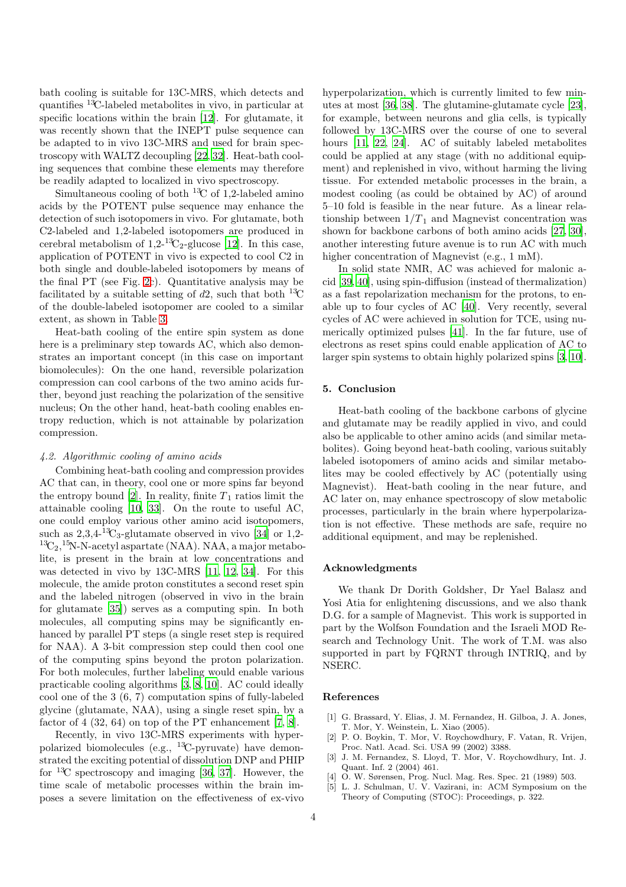bath cooling is suitable for 13C-MRS, which detects and quantifies $^{13}$C-labeled metabolites in vivo, in particular at specific locations within the brain [12]. For glutamate, it was recently shown that the INEPT pulse sequence can be adapted to in vivo 13C-MRS and used for brain spectroscopy with WALTZ decoupling [22, 32]. Heat-bath cooling sequences that combine these elements may therefore be readily adapted to localized in vivo spectroscopy.

Simultaneous cooling of both $^{13}$C of 1,2-labeled amino acids by the POTENT pulse sequence may enhance the detection of such isotopomers in vivo. For glutamate, both C2-labeled and 1,2-labeled isotopomers are produced in cerebral metabolism of 1,2-$^{13}$C$_2$-glucose [12]. In this case, application of POTENT in vivo is expected to cool C2 in both single and double-labeled isotopomers by means of the final PT (see Fig. 2c). Quantitative analysis may be facilitated by a suitable setting of $d2$, such that both $^{13}$C of the double-labeled isotopomer are cooled to a similar extent, as shown in Table 3.

Heat-bath cooling of the entire spin system as done here is a preliminary step towards AC, which also demonstrates an important concept (in this case on important biomolecules): On the one hand, reversible polarization compression can cool carbons of the two amino acids further, beyond just reaching the polarization of the sensitive nucleus; On the other hand, heat-bath cooling enables entropy reduction, which is not attainable by polarization compression.

### *4.2. Algorithmic cooling of amino acids*

Combining heat-bath cooling and compression provides AC that can, in theory, cool one or more spins far beyond the entropy bound [2]. In reality, finite $T_1$ ratios limit the attainable cooling [10, 33]. On the route to useful AC, one could employ various other amino acid isotopomers, such as 2,3,4-$^{13}$C$_3$-glutamate observed in vivo [34] or 1,2-$^{13}$C$_2$,$^{15}$N-N-acetyl aspartate (NAA). NAA, a major metabolite, is present in the brain at low concentrations and was detected in vivo by 13C-MRS [11, 12, 34]. For this molecule, the amide proton constitutes a second reset spin and the labeled nitrogen (observed in vivo in the brain for glutamate [35]) serves as a computing spin. In both molecules, all computing spins may be significantly enhanced by parallel PT steps (a single reset step is required for NAA). A 3-bit compression step could then cool one of the computing spins beyond the proton polarization. For both molecules, further labeling would enable various practicable cooling algorithms [3, 8, 10]. AC could ideally cool one of the 3 (6, 7) computation spins of fully-labeled glycine (glutamate, NAA), using a single reset spin, by a factor of 4 (32, 64) on top of the PT enhancement [7, 8].

Recently, in vivo 13C-MRS experiments with hyperpolarized biomolecules (e.g., $^{13}$C-pyruvate) have demonstrated the exciting potential of dissolution DNP and PHIP for $^{13}$C spectroscopy and imaging [36, 37]. However, the time scale of metabolic processes within the brain imposes a severe limitation on the effectiveness of ex-vivo hyperpolarization, which is currently limited to few minutes at most [36, 38]. The glutamine-glutamate cycle [23], for example, between neurons and glia cells, is typically followed by 13C-MRS over the course of one to several hours [11, 22, 24]. AC of suitably labeled metabolites could be applied at any stage (with no additional equipment) and replenished in vivo, without harming the living tissue. For extended metabolic processes in the brain, a modest cooling (as could be obtained by AC) of around 5–10 fold is feasible in the near future. As a linear relationship between $1/T_1$ and Magnevist concentration was shown for backbone carbons of both amino acids [27, 30], another interesting future avenue is to run AC with much higher concentration of Magnevist (e.g., 1 mM).

In solid state NMR, AC was achieved for malonic acid [39, 40], using spin-diffusion (instead of thermalization) as a fast repolarization mechanism for the protons, to enable up to four cycles of AC [40]. Very recently, several cycles of AC were achieved in solution for TCE, using numerically optimized pulses [41]. In the far future, use of electrons as reset spins could enable application of AC to larger spin systems to obtain highly polarized spins [3, 10].

## 5. Conclusion

Heat-bath cooling of the backbone carbons of glycine and glutamate may be readily applied in vivo, and could also be applicable to other amino acids (and similar metabolites). Going beyond heat-bath cooling, various suitably labeled isotopomers of amino acids and similar metabolites may be cooled effectively by AC (potentially using Magnevist). Heat-bath cooling in the near future, and AC later on, may enhance spectroscopy of slow metabolic processes, particularly in the brain where hyperpolarization is not effective. These methods are safe, require no additional equipment, and may be replenished.

## Acknowledgments

We thank Dr Dorith Goldsher, Dr Yael Balasz and Yosi Atia for enlightening discussions, and we also thank D.G. for a sample of Magnevist. This work is supported in part by the Wolfson Foundation and the Israeli MOD Research and Technology Unit. The work of T.M. was also supported in part by FQRNT through INTRIQ, and by NSERC.

## References

- [1] G. Brassard, Y. Elias, J. M. Fernandez, H. Gilboa, J. A. Jones, T. Mor, Y. Weinstein, L. Xiao (2005).
- [2] P. O. Boykin, T. Mor, V. Roychowdhury, F. Vatan, R. Vrijen, Proc. Natl. Acad. Sci. USA 99 (2002) 3388.
- [3] J. M. Fernandez, S. Lloyd, T. Mor, V. Roychowdhury, Int. J. Quant. Inf. 2 (2004) 461.
- [4] O. W. Sørensen, Prog. Nucl. Mag. Res. Spec. 21 (1989) 503.
- [5] L. J. Schulman, U. V. Vazirani, in: ACM Symposium on the Theory of Computing (STOC): Proceedings, p. 322.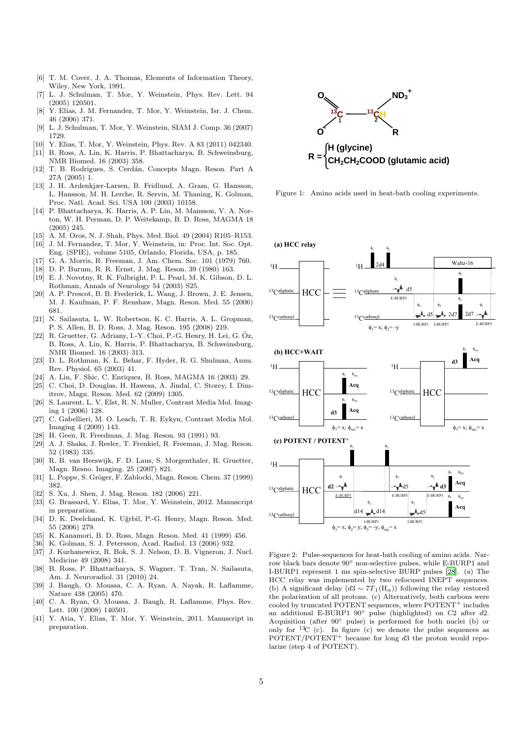[6] T. M. Cover, J. A. Thomas, Elements of Information Theory, Wiley, New York, 1991.

[7] L. J. Schulman, T. Mor, Y. Weinstein, Phys. Rev. Lett. 94 (2005) 120501.

[8] Y. Elias, J. M. Fernandez, T. Mor, Y. Weinstein, Isr. J. Chem. 46 (2006) 371.

[9] L. J. Schulman, T. Mor, Y. Weinstein, SIAM J. Comp. 36 (2007) 1729.

[10] Y. Elias, T. Mor, Y. Weinstein, Phys. Rev. A 83 (2011) 042340.

[11] B. Ross, A. Lin, K. Harris, P. Bhattacharya, B. Schweinsburg, NMR Biomed. 16 (2003) 358.

[12] T. B. Rodrigues, S. Cerdán, Concepts Magn. Reson. Part A 27A (2005) 1.

[13] J. H. Ardenkjær-Larsen, B. Fridlund, A. Gram, G. Hansson, L. Hansson, M. H. Lerche, R. Servin, M. Thaning, K. Golman, Proc. Natl. Acad. Sci. USA 100 (2003) 10158.

[14] P. Bhattacharya, K. Harris, A. P. Lin, M. Mansson, V. A. Norton, W. H. Perman, D. P. Weitekamp, B. D. Ross, MAGMA 18 (2005) 245.

[15] A. M. Oros, N. J. Shah, Phys. Med. Biol. 49 (2004) R105–R153.

[16] J. M. Fernandez, T. Mor, Y. Weinstein, in: Proc. Int. Soc. Opt. Eng. (SPIE), volume 5105, Orlando, Florida, USA, p. 185.

[17] G. A. Morris, R. Freeman, J. Am. Chem. Soc. 101 (1979) 760.

[18] D. P. Burum, R. R. Ernst, J. Mag. Reson. 39 (1980) 163.

[19] E. J. Novotny, R. K. Fulbright, P. L. Pearl, M. K. Gibson, D. L. Rothman, Annals of Neurology 54 (2003) S25.

[20] A. P. Prescot, B. B. Frederick, L. Wang, J. Brown, J. E. Jensen, M. J. Kaufman, P. F. Renshaw, Magn. Reson. Med. 55 (2006) 681.

[21] N. Sailasuta, L. W. Robertson, K. C. Harris, A. L. Gropman, P. S. Allen, B. D. Ross, J. Mag. Reson. 195 (2008) 219.

[22] R. Gruetter, G. Adriany, I.-Y. Choi, P.-G. Henry, H. Lei, G. Öz, B. Ross, A. Lin, K. Harris, P. Bhattacharya, B. Schweinsburg, NMR Biomed. 16 (2003) 313.

[23] D. L. Rothman, K. L. Behar, F. Hyder, R. G. Shulman, Annu. Rev. Physiol. 65 (2003) 41.

[24] A. Lin, F. Shic, C. Enriquez, B. Ross, MAGMA 16 (2003) 29.

[25] C. Choi, D. Douglas, H. Hawesa, A. Jindal, C. Storey, I. Dimitrov, Magn. Reson. Med. 62 (2009) 1305.

[26] S. Laurent, L. V. Elst, R. N. Muller, Contrast Media Mol. Imaging 1 (2006) 128.

[27] C. Gabellieri, M. O. Leach, T. R. Eykyn, Contrast Media Mol. Imaging 4 (2009) 143.

[28] H. Geen, R. Freedman, J. Mag. Reson. 93 (1991) 93.

[29] A. J. Shaka, J. Reeler, T. Frenkiel, R. Freeman, J. Mag. Reson. 52 (1983) 335.

[30] R. B. van Heeswijk, F. D. Laus, S. Morgenthaler, R. Gruetter, Magn. Resno. Imaging. 25 (2007) 821.

[31] L. Poppe, S. Gröger, F. Zablocki, Magn. Reson. Chem. 37 (1999) 382.

[32] S. Xu, J. Shen, J. Mag. Reson. 182 (2006) 221.

[33] G. Brassard, Y. Elias, T. Mor, Y. Weinstein, 2012. Manuscript in preparation.

[34] D. K. Deelchand, K. Uğrbil, P.-G. Henry, Magn. Reson. Med. 55 (2006) 279.

[35] K. Kanamori, B. D. Ross, Magn. Reson. Med. 41 (1999) 456.

[36] K. Golman, S. J. Petersson, Acad. Radiol. 13 (2006) 932.

[37] J. Kurhanewicz, R. Bok, S. J. Nelson, D. B. Vigneron, J. Nucl. Medicine 49 (2008) 341.

[38] B. Ross, P. Bhattacharya, S. Wagner, T. Tran, N. Sailasuta, Am. J. Neuroradiol. 31 (2010) 24.

[39] J. Baugh, O. Moussa, C. A. Ryan, A. Nayak, R. Laflamme, Nature 438 (2005) 470.

[40] C. A. Ryan, O. Moussa, J. Baugh, R. Laflamme, Phys. Rev. Lett. 100 (2008) 140501.

[41] Y. Atia, Y. Elias, T. Mor, Y. Weinstein, 2011. Manuscript in preparation.

Figure 1: Amino acids used in heat-bath cooling experiments.

Figure 2: Pulse-sequences for heat-bath cooling of amino acids. Narrow black bars denote 90° non-selective pulses, while E-BURP1 and I-BURP1 represent 1 ms spin-selective BURP pulses [28]. (a) The HCC relay was implemented by two refocused INEPT sequences. (b) A significant delay ($d3 \sim 7T_1(\mathrm{H}_\alpha)$) following the relay restored the polarization of all protons. (c) Alternatively, both carbons were cooled by truncated POTENT sequences, where $\mathrm{POTENT}^+$ includes an additional E-BURP1 90° pulse (highlighted) on C2 after $d2$. Acquisition (after 90° pulse) is performed for both nuclei (b) or only for $^{13}$C (c). In figure (c) we denote the pulse sequences as POTENT/$\mathrm{POTENT}^+$ because for long $d3$ the proton would repolarize (step 4 of POTENT).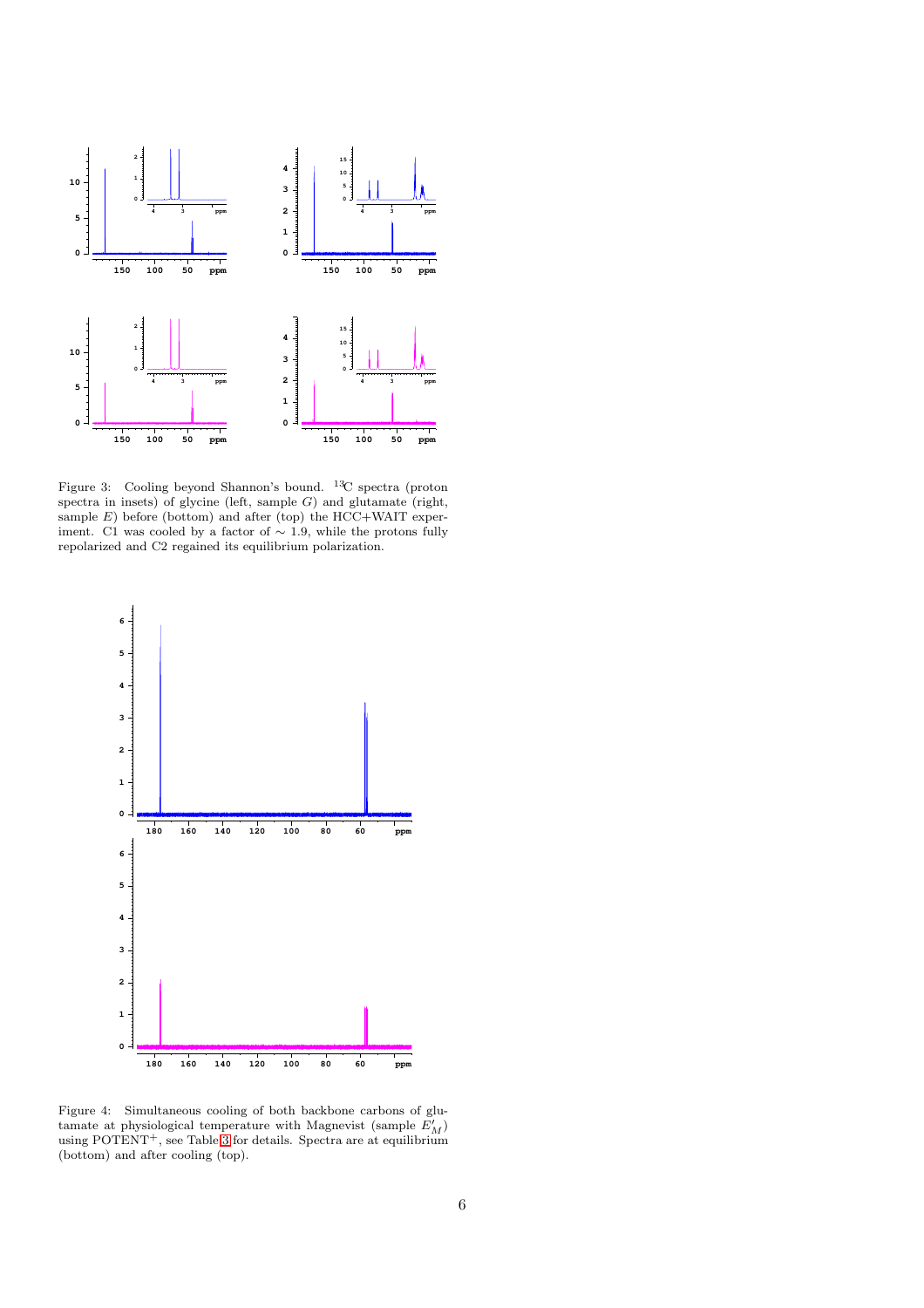Figure 3: Cooling beyond Shannon's bound. $^{13}$C spectra (proton spectra in insets) of glycine (left, sample $G$) and glutamate (right, sample $E$) before (bottom) and after (top) the HCC+WAIT experiment. C1 was cooled by a factor of $\sim 1.9$, while the protons fully repolarized and C2 regained its equilibrium polarization.

Figure 4: Simultaneous cooling of both backbone carbons of glutamate at physiological temperature with Magnevist (sample $E'_M$) using POTENT$^+$, see Table 3 for details. Spectra are at equilibrium (bottom) and after cooling (top).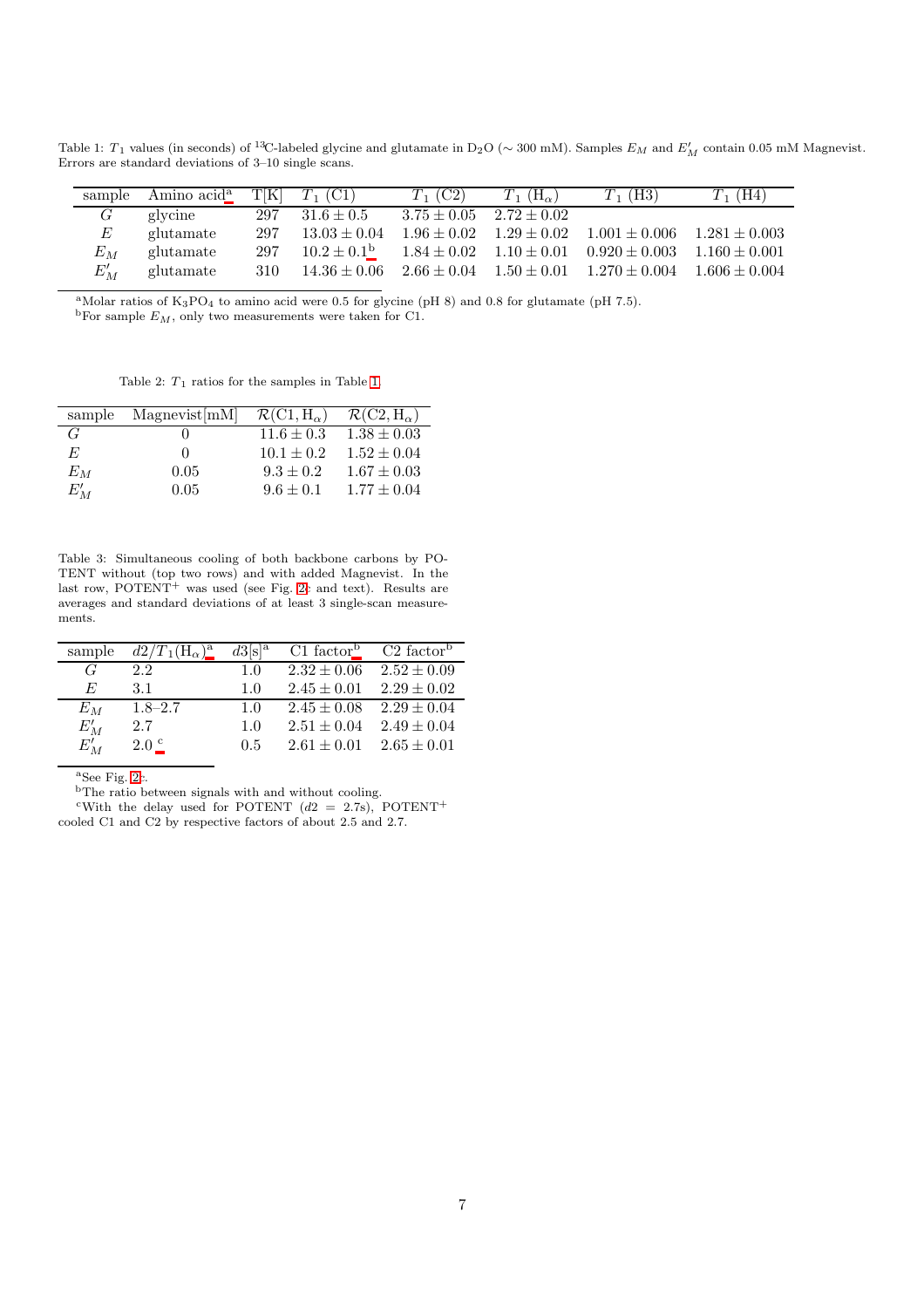Table 1: $T_1$ values (in seconds) of $^{13}$C-labeled glycine and glutamate in $D_2O$ ($\sim$ 300 mM). Samples $E_M$ and $E'_M$ contain 0.05 mM Magnevist. Errors are standard deviations of 3–10 single scans.

| sample | Amino acid[a] | T[K] | $T_1$ (C1) | $T_1$ (C2) | $T_1$ ($H_\alpha$) | $T_1$ (H3) | $T_1$ (H4) |
|---|---|---|---|---|---|---|---|
| $G$ | glycine | 297 | $31.6 \pm 0.5$ | $3.75 \pm 0.05$ | $2.72 \pm 0.02$ | | |
| $E$ | glutamate | 297 | $13.03 \pm 0.04$ | $1.96 \pm 0.02$ | $1.29 \pm 0.02$ | $1.001 \pm 0.006$ | $1.281 \pm 0.003$ |
| $E_M$ | glutamate | 297 | $10.2 \pm 0.1$[b] | $1.84 \pm 0.02$ | $1.10 \pm 0.01$ | $0.920 \pm 0.003$ | $1.160 \pm 0.001$ |
| $E'_M$ | glutamate | 310 | $14.36 \pm 0.06$ | $2.66 \pm 0.04$ | $1.50 \pm 0.01$ | $1.270 \pm 0.004$ | $1.606 \pm 0.004$ |

[a]Molar ratios of $K_3PO_4$ to amino acid were 0.5 for glycine (pH 8) and 0.8 for glutamate (pH 7.5).
[b]For sample $E_M$, only two measurements were taken for C1.

Table 2: $T_1$ ratios for the samples in Table 1.

| sample | Magnevist[mM] | $\mathcal{R}(\mathrm{C1}, \mathrm{H}_\alpha)$ | $\mathcal{R}(\mathrm{C2}, \mathrm{H}_\alpha)$ |
|---|---|---|---|
| $G$ | 0 | $11.6 \pm 0.3$ | $1.38 \pm 0.03$ |
| $E$ | 0 | $10.1 \pm 0.2$ | $1.52 \pm 0.04$ |
| $E_M$ | 0.05 | $9.3 \pm 0.2$ | $1.67 \pm 0.03$ |
| $E'_M$ | 0.05 | $9.6 \pm 0.1$ | $1.77 \pm 0.04$ |

Table 3: Simultaneous cooling of both backbone carbons by POTENT without (top two rows) and with added Magnevist. In the last row, POTENT$^+$ was used (see Fig. 2c and text). Results are averages and standard deviations of at least 3 single-scan measurements.

| sample | $d2/T_1(\mathrm{H}_\alpha)$[a] | $d3$[s][a] | C1 factor[b] | C2 factor[b] |
|---|---|---|---|---|
| $G$ | 2.2 | 1.0 | $2.32 \pm 0.06$ | $2.52 \pm 0.09$ |
| $E$ | 3.1 | 1.0 | $2.45 \pm 0.01$ | $2.29 \pm 0.02$ |
| $E_M$ | 1.8–2.7 | 1.0 | $2.45 \pm 0.08$ | $2.29 \pm 0.04$ |
| $E'_M$ | 2.7 | 1.0 | $2.51 \pm 0.04$ | $2.49 \pm 0.04$ |
| $E'_M$ | 2.0 [c] | 0.5 | $2.61 \pm 0.01$ | $2.65 \pm 0.01$ |

[a]See Fig. 2c.
[b]The ratio between signals with and without cooling.
[c]With the delay used for POTENT ($d2$ = 2.7s), POTENT$^+$ cooled C1 and C2 by respective factors of about 2.5 and 2.7.